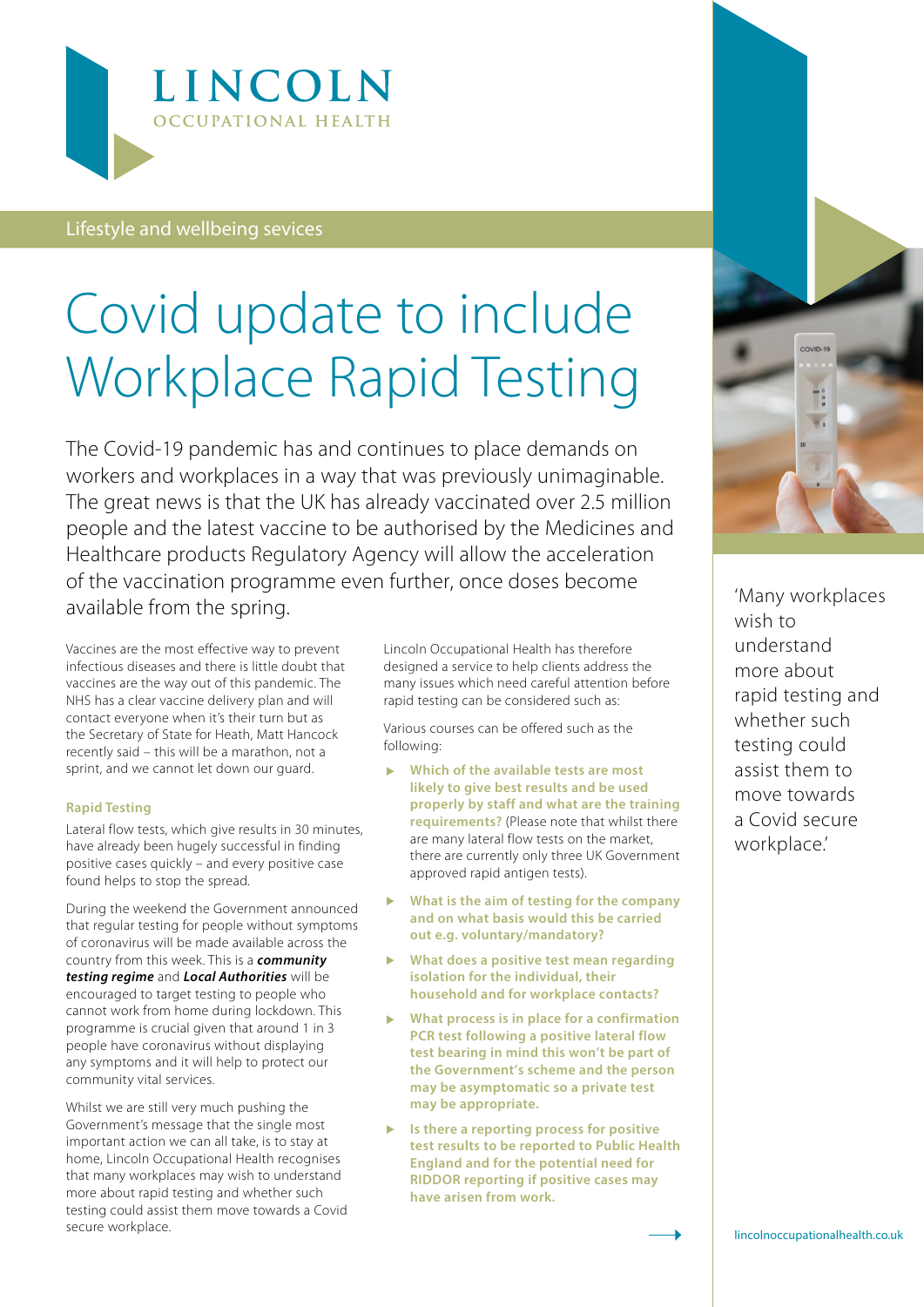# LINCOLN
OCCUPATIONAL HEALTH

Lifestyle and wellbeing sevices

# Covid update to include Workplace Rapid Testing

The Covid-19 pandemic has and continues to place demands on workers and workplaces in a way that was previously unimaginable. The great news is that the UK has already vaccinated over 2.5 million people and the latest vaccine to be authorised by the Medicines and Healthcare products Regulatory Agency will allow the acceleration of the vaccination programme even further, once doses become available from the spring.

Vaccines are the most effective way to prevent infectious diseases and there is little doubt that vaccines are the way out of this pandemic. The NHS has a clear vaccine delivery plan and will contact everyone when it's their turn but as the Secretary of State for Heath, Matt Hancock recently said – this will be a marathon, not a sprint, and we cannot let down our guard.

### Rapid Testing

Lateral flow tests, which give results in 30 minutes, have already been hugely successful in finding positive cases quickly – and every positive case found helps to stop the spread.

During the weekend the Government announced that regular testing for people without symptoms of coronavirus will be made available across the country from this week. This is a ***community testing regime*** and ***Local Authorities*** will be encouraged to target testing to people who cannot work from home during lockdown. This programme is crucial given that around 1 in 3 people have coronavirus without displaying any symptoms and it will help to protect our community vital services.

Whilst we are still very much pushing the Government's message that the single most important action we can all take, is to stay at home, Lincoln Occupational Health recognises that many workplaces may wish to understand more about rapid testing and whether such testing could assist them move towards a Covid secure workplace.

Lincoln Occupational Health has therefore designed a service to help clients address the many issues which need careful attention before rapid testing can be considered such as:

Various courses can be offered such as the following:

- **Which of the available tests are most likely to give best results and be used properly by staff and what are the training requirements?** (Please note that whilst there are many lateral flow tests on the market, there are currently only three UK Government approved rapid antigen tests).
- **What is the aim of testing for the company and on what basis would this be carried out e.g. voluntary/mandatory?**
- **What does a positive test mean regarding isolation for the individual, their household and for workplace contacts?**
- **What process is in place for a confirmation PCR test following a positive lateral flow test bearing in mind this won't be part of the Government's scheme and the person may be asymptomatic so a private test may be appropriate.**
- **Is there a reporting process for positive test results to be reported to Public Health England and for the potential need for RIDDOR reporting if positive cases may have arisen from work.**

'Many workplaces wish to understand more about rapid testing and whether such testing could assist them to move towards a Covid secure workplace.'

lincolnoccupationalhealth.co.uk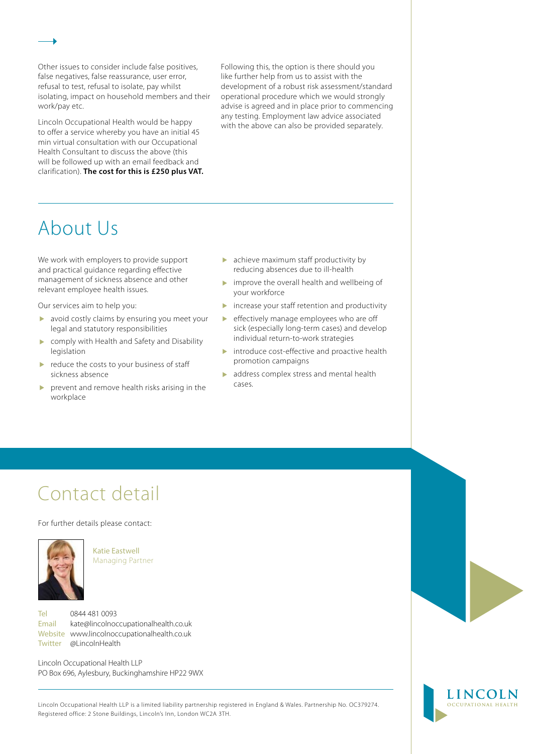Other issues to consider include false positives, false negatives, false reassurance, user error, refusal to test, refusal to isolate, pay whilst isolating, impact on household members and their work/pay etc.

Lincoln Occupational Health would be happy to offer a service whereby you have an initial 45 min virtual consultation with our Occupational Health Consultant to discuss the above (this will be followed up with an email feedback and clarification). **The cost for this is £250 plus VAT.**

Following this, the option is there should you like further help from us to assist with the development of a robust risk assessment/standard operational procedure which we would strongly advise is agreed and in place prior to commencing any testing. Employment law advice associated with the above can also be provided separately.

# About Us

We work with employers to provide support and practical guidance regarding effective management of sickness absence and other relevant employee health issues.

Our services aim to help you:

- avoid costly claims by ensuring you meet your legal and statutory responsibilities
- comply with Health and Safety and Disability legislation
- reduce the costs to your business of staff sickness absence
- prevent and remove health risks arising in the workplace
- achieve maximum staff productivity by reducing absences due to ill-health
- improve the overall health and wellbeing of your workforce
- increase your staff retention and productivity
- effectively manage employees who are off sick (especially long-term cases) and develop individual return-to-work strategies
- introduce cost-effective and proactive health promotion campaigns
- address complex stress and mental health cases.

# Contact detail

For further details please contact:

Katie Eastwell
Managing Partner

Tel 0844 481 0093
Email kate@lincolnoccupationalhealth.co.uk
Website www.lincolnoccupationalhealth.co.uk
Twitter @LincolnHealth

Lincoln Occupational Health LLP
PO Box 696, Aylesbury, Buckinghamshire HP22 9WX

Lincoln Occupational Health LLP is a limited liability partnership registered in England & Wales. Partnership No. OC379274. Registered office: 2 Stone Buildings, Lincoln's Inn, London WC2A 3TH.

LINCOLN
OCCUPATIONAL HEALTH